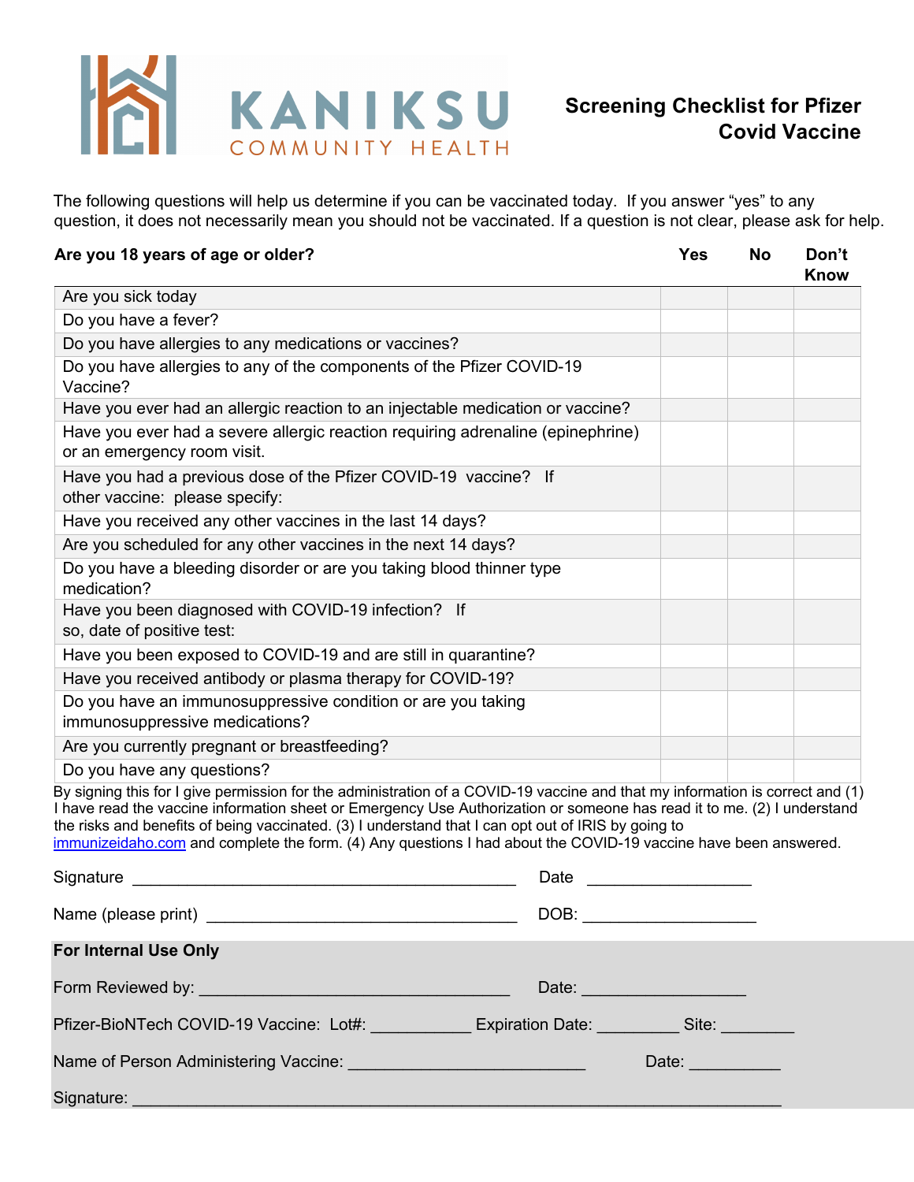KANIKSU COMMUNITY HEALTH

# Screening Checklist for Pfizer Covid Vaccine

The following questions will help us determine if you can be vaccinated today. If you answer "yes" to any question, it does not necessarily mean you should not be vaccinated. If a question is not clear, please ask for help.

| **Are you 18 years of age or older?** | **Yes** | **No** | **Don't Know** |
|---|---|---|---|
| Are you sick today | | | |
| Do you have a fever? | | | |
| Do you have allergies to any medications or vaccines? | | | |
| Do you have allergies to any of the components of the Pfizer COVID-19 Vaccine? | | | |
| Have you ever had an allergic reaction to an injectable medication or vaccine? | | | |
| Have you ever had a severe allergic reaction requiring adrenaline (epinephrine) or an emergency room visit. | | | |
| Have you had a previous dose of the Pfizer COVID-19 vaccine? If other vaccine: please specify: | | | |
| Have you received any other vaccines in the last 14 days? | | | |
| Are you scheduled for any other vaccines in the next 14 days? | | | |
| Do you have a bleeding disorder or are you taking blood thinner type medication? | | | |
| Have you been diagnosed with COVID-19 infection? If so, date of positive test: | | | |
| Have you been exposed to COVID-19 and are still in quarantine? | | | |
| Have you received antibody or plasma therapy for COVID-19? | | | |
| Do you have an immunosuppressive condition or are you taking immunosuppressive medications? | | | |
| Are you currently pregnant or breastfeeding? | | | |
| Do you have any questions? | | | |

By signing this for I give permission for the administration of a COVID-19 vaccine and that my information is correct and (1) I have read the vaccine information sheet or Emergency Use Authorization or someone has read it to me. (2) I understand the risks and benefits of being vaccinated. (3) I understand that I can opt out of IRIS by going to immunizeidaho.com and complete the form. (4) Any questions I had about the COVID-19 vaccine have been answered.

Signature ____________________________________________ Date __________________

Name (please print) ___________________________________ DOB: ___________________

**For Internal Use Only**

Form Reviewed by: __________________________________ Date: __________________

Pfizer-BioNTech COVID-19 Vaccine: Lot#: ___________ Expiration Date: _________ Site: ________

Name of Person Administering Vaccine: _________________________ Date: __________

Signature: ____________________________________________________________________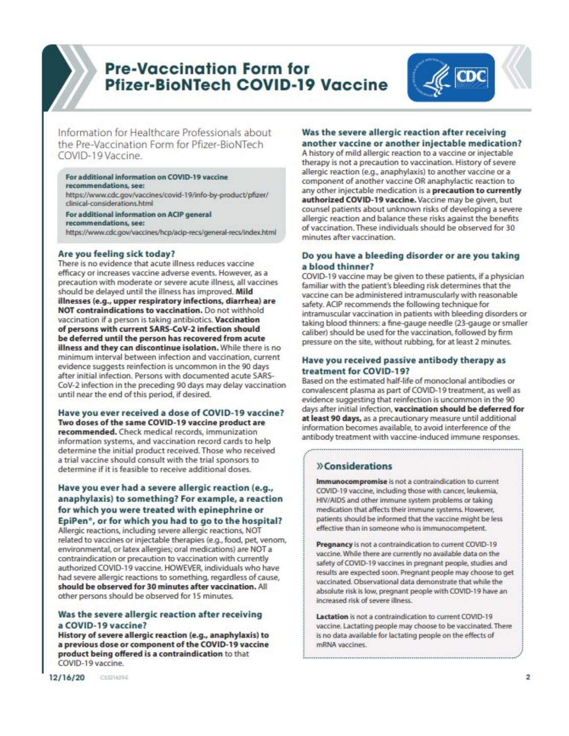# Pre-Vaccination Form for Pfizer-BioNTech COVID-19 Vaccine

Information for Healthcare Professionals about the Pre-Vaccination Form for Pfizer-BioNTech COVID-19 Vaccine.

> **For additional information on COVID-19 vaccine recommendations, see:**
> https://www.cdc.gov/vaccines/covid-19/info-by-product/pfizer/clinical-considerations.html
>
> **For additional information on ACIP general recommendations, see:**
> https://www.cdc.gov/vaccines/hcp/acip-recs/general-recs/index.html

### Are you feeling sick today?

There is no evidence that acute illness reduces vaccine efficacy or increases vaccine adverse events. However, as a precaution with moderate or severe acute illness, all vaccines should be delayed until the illness has improved. **Mild illnesses (e.g., upper respiratory infections, diarrhea) are NOT contraindications to vaccination.** Do not withhold vaccination if a person is taking antibiotics. **Vaccination of persons with current SARS-CoV-2 infection should be deferred until the person has recovered from acute illness and they can discontinue isolation.** While there is no minimum interval between infection and vaccination, current evidence suggests reinfection is uncommon in the 90 days after initial infection. Persons with documented acute SARS-CoV-2 infection in the preceding 90 days may delay vaccination until near the end of this period, if desired.

### Have you ever received a dose of COVID-19 vaccine?

**Two doses of the same COVID-19 vaccine product are recommended.** Check medical records, immunization information systems, and vaccination record cards to help determine the initial product received. Those who received a trial vaccine should consult with the trial sponsors to determine if it is feasible to receive additional doses.

### Have you ever had a severe allergic reaction (e.g., anaphylaxis) to something? For example, a reaction for which you were treated with epinephrine or EpiPen®, or for which you had to go to the hospital?

Allergic reactions, including severe allergic reactions, NOT related to vaccines or injectable therapies (e.g., food, pet, venom, environmental, or latex allergies; oral medications) are NOT a contraindication or precaution to vaccination with currently authorized COVID-19 vaccine. HOWEVER, individuals who have had severe allergic reactions to something, regardless of cause, **should be observed for 30 minutes after vaccination.** All other persons should be observed for 15 minutes.

### Was the severe allergic reaction after receiving a COVID-19 vaccine?

**History of severe allergic reaction (e.g., anaphylaxis) to a previous dose or component of the COVID-19 vaccine product being offered is a contraindication** to that COVID-19 vaccine.

### Was the severe allergic reaction after receiving another vaccine or another injectable medication?

A history of mild allergic reaction to a vaccine or injectable therapy is not a precaution to vaccination. History of severe allergic reaction (e.g., anaphylaxis) to another vaccine or a component of another vaccine OR anaphylactic reaction to any other injectable medication is a **precaution to currently authorized COVID-19 vaccine.** Vaccine may be given, but counsel patients about unknown risks of developing a severe allergic reaction and balance these risks against the benefits of vaccination. These individuals should be observed for 30 minutes after vaccination.

### Do you have a bleeding disorder or are you taking a blood thinner?

COVID-19 vaccine may be given to these patients, if a physician familiar with the patient's bleeding risk determines that the vaccine can be administered intramuscularly with reasonable safety. ACIP recommends the following technique for intramuscular vaccination in patients with bleeding disorders or taking blood thinners: a fine-gauge needle (23-gauge or smaller caliber) should be used for the vaccination, followed by firm pressure on the site, without rubbing, for at least 2 minutes.

### Have you received passive antibody therapy as treatment for COVID-19?

Based on the estimated half-life of monoclonal antibodies or convalescent plasma as part of COVID-19 treatment, as well as evidence suggesting that reinfection is uncommon in the 90 days after initial infection, **vaccination should be deferred for at least 90 days,** as a precautionary measure until additional information becomes available, to avoid interference of the antibody treatment with vaccine-induced immune responses.

### »Considerations

**Immunocompromise** is not a contraindication to current COVID-19 vaccine, including those with cancer, leukemia, HIV/AIDS and other immune system problems or taking medication that affects their immune systems. However, patients should be informed that the vaccine might be less effective than in someone who is immunocompetent.

**Pregnancy** is not a contraindication to current COVID-19 vaccine. While there are currently no available data on the safety of COVID-19 vaccines in pregnant people, studies and results are expected soon. Pregnant people may choose to get vaccinated. Observational data demonstrate that while the absolute risk is low, pregnant people with COVID-19 have an increased risk of severe illness.

**Lactation** is not a contraindication to current COVID-19 vaccine. Lactating people may choose to be vaccinated. There is no data available for lactating people on the effects of mRNA vaccines.

12/16/20 CS321629-E